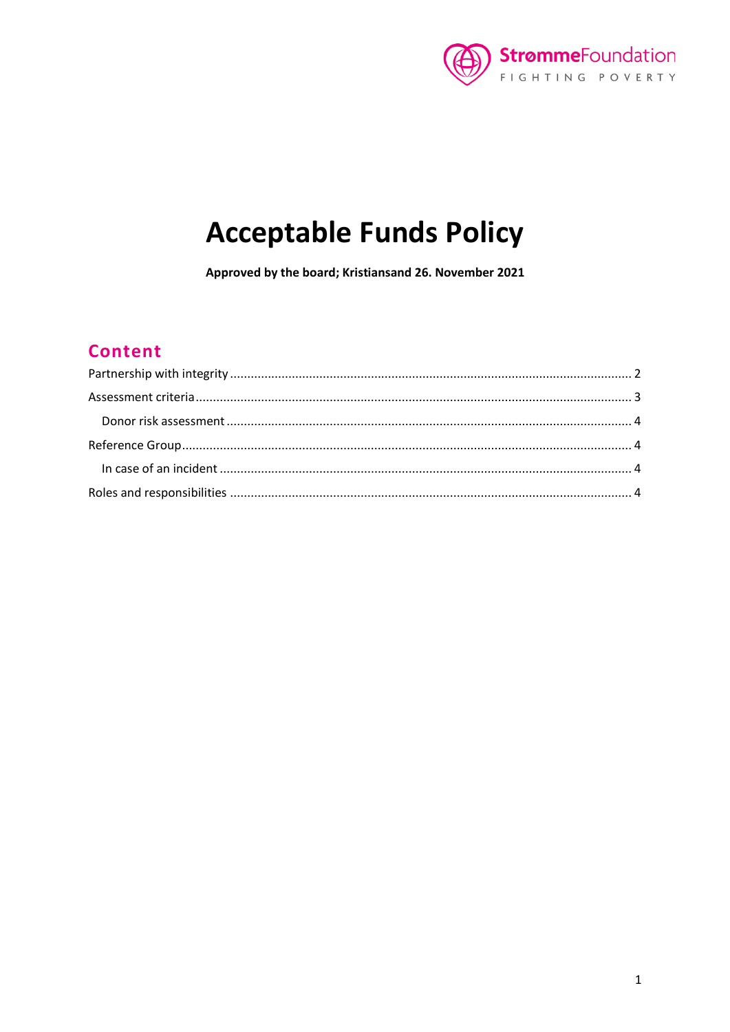StrømmeFoundation
FIGHTING POVERTY

# Acceptable Funds Policy

**Approved by the board; Kristiansand 26. November 2021**

## Content

Partnership with integrity ........ 2
Assessment criteria ........ 3
  Donor risk assessment ........ 4
Reference Group ........ 4
  In case of an incident ........ 4
Roles and responsibilities ........ 4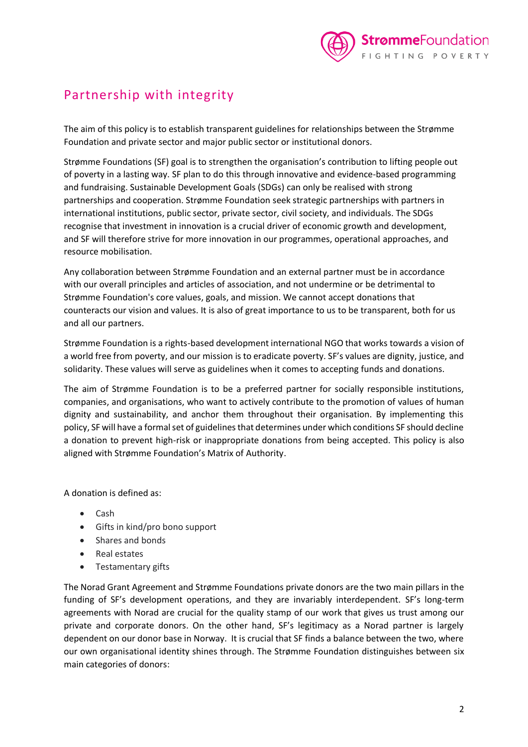# Partnership with integrity

The aim of this policy is to establish transparent guidelines for relationships between the Strømme Foundation and private sector and major public sector or institutional donors.

Strømme Foundations (SF) goal is to strengthen the organisation's contribution to lifting people out of poverty in a lasting way. SF plan to do this through innovative and evidence-based programming and fundraising. Sustainable Development Goals (SDGs) can only be realised with strong partnerships and cooperation. Strømme Foundation seek strategic partnerships with partners in international institutions, public sector, private sector, civil society, and individuals. The SDGs recognise that investment in innovation is a crucial driver of economic growth and development, and SF will therefore strive for more innovation in our programmes, operational approaches, and resource mobilisation.

Any collaboration between Strømme Foundation and an external partner must be in accordance with our overall principles and articles of association, and not undermine or be detrimental to Strømme Foundation's core values, goals, and mission. We cannot accept donations that counteracts our vision and values. It is also of great importance to us to be transparent, both for us and all our partners.

Strømme Foundation is a rights-based development international NGO that works towards a vision of a world free from poverty, and our mission is to eradicate poverty. SF's values are dignity, justice, and solidarity. These values will serve as guidelines when it comes to accepting funds and donations.

The aim of Strømme Foundation is to be a preferred partner for socially responsible institutions, companies, and organisations, who want to actively contribute to the promotion of values of human dignity and sustainability, and anchor them throughout their organisation. By implementing this policy, SF will have a formal set of guidelines that determines under which conditions SF should decline a donation to prevent high-risk or inappropriate donations from being accepted. This policy is also aligned with Strømme Foundation's Matrix of Authority.

A donation is defined as:

- Cash
- Gifts in kind/pro bono support
- Shares and bonds
- Real estates
- Testamentary gifts

The Norad Grant Agreement and Strømme Foundations private donors are the two main pillars in the funding of SF's development operations, and they are invariably interdependent. SF's long-term agreements with Norad are crucial for the quality stamp of our work that gives us trust among our private and corporate donors. On the other hand, SF's legitimacy as a Norad partner is largely dependent on our donor base in Norway. It is crucial that SF finds a balance between the two, where our own organisational identity shines through. The Strømme Foundation distinguishes between six main categories of donors: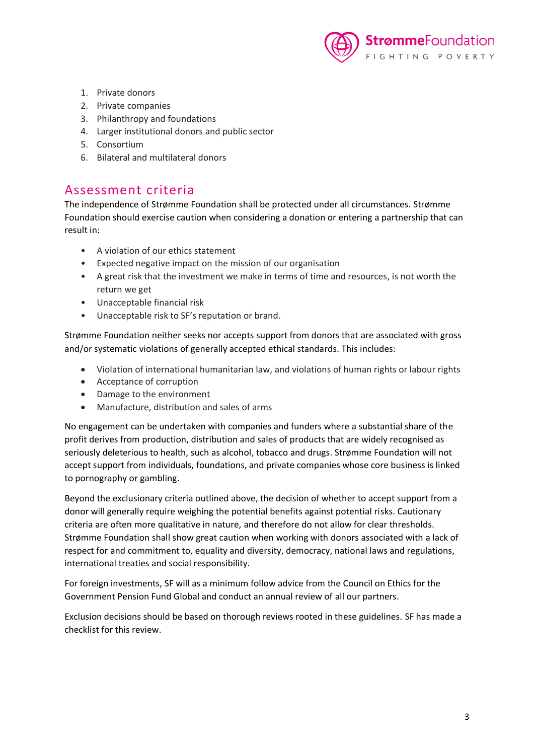1. Private donors
2. Private companies
3. Philanthropy and foundations
4. Larger institutional donors and public sector
5. Consortium
6. Bilateral and multilateral donors

## Assessment criteria

The independence of Strømme Foundation shall be protected under all circumstances. Strømme Foundation should exercise caution when considering a donation or entering a partnership that can result in:

- A violation of our ethics statement
- Expected negative impact on the mission of our organisation
- A great risk that the investment we make in terms of time and resources, is not worth the return we get
- Unacceptable financial risk
- Unacceptable risk to SF's reputation or brand.

Strømme Foundation neither seeks nor accepts support from donors that are associated with gross and/or systematic violations of generally accepted ethical standards. This includes:

- Violation of international humanitarian law, and violations of human rights or labour rights
- Acceptance of corruption
- Damage to the environment
- Manufacture, distribution and sales of arms

No engagement can be undertaken with companies and funders where a substantial share of the profit derives from production, distribution and sales of products that are widely recognised as seriously deleterious to health, such as alcohol, tobacco and drugs. Strømme Foundation will not accept support from individuals, foundations, and private companies whose core business is linked to pornography or gambling.

Beyond the exclusionary criteria outlined above, the decision of whether to accept support from a donor will generally require weighing the potential benefits against potential risks. Cautionary criteria are often more qualitative in nature, and therefore do not allow for clear thresholds. Strømme Foundation shall show great caution when working with donors associated with a lack of respect for and commitment to, equality and diversity, democracy, national laws and regulations, international treaties and social responsibility.

For foreign investments, SF will as a minimum follow advice from the Council on Ethics for the Government Pension Fund Global and conduct an annual review of all our partners.

Exclusion decisions should be based on thorough reviews rooted in these guidelines. SF has made a checklist for this review.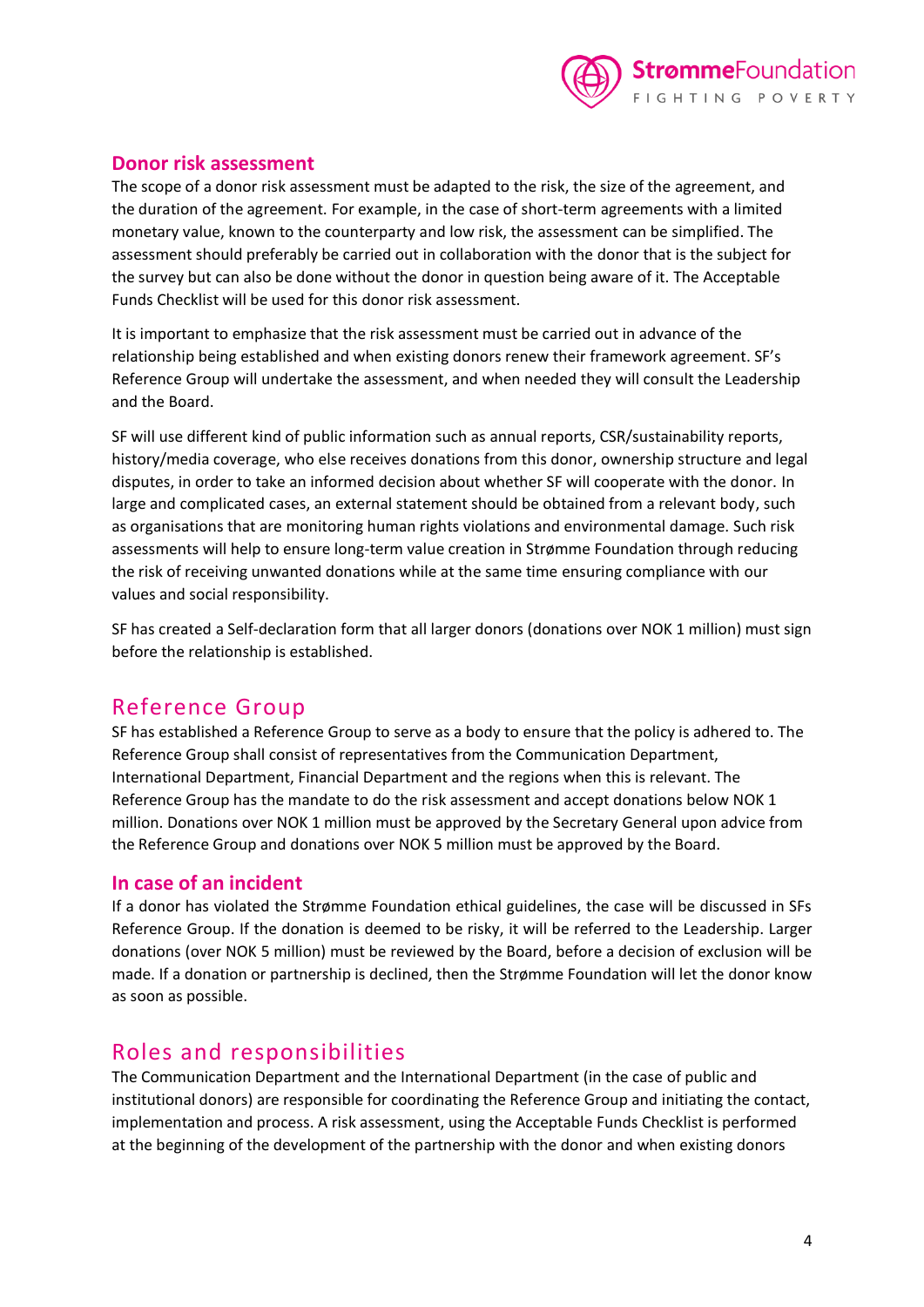## Donor risk assessment

The scope of a donor risk assessment must be adapted to the risk, the size of the agreement, and the duration of the agreement. For example, in the case of short-term agreements with a limited monetary value, known to the counterparty and low risk, the assessment can be simplified. The assessment should preferably be carried out in collaboration with the donor that is the subject for the survey but can also be done without the donor in question being aware of it. The Acceptable Funds Checklist will be used for this donor risk assessment.

It is important to emphasize that the risk assessment must be carried out in advance of the relationship being established and when existing donors renew their framework agreement. SF's Reference Group will undertake the assessment, and when needed they will consult the Leadership and the Board.

SF will use different kind of public information such as annual reports, CSR/sustainability reports, history/media coverage, who else receives donations from this donor, ownership structure and legal disputes, in order to take an informed decision about whether SF will cooperate with the donor. In large and complicated cases, an external statement should be obtained from a relevant body, such as organisations that are monitoring human rights violations and environmental damage. Such risk assessments will help to ensure long-term value creation in Strømme Foundation through reducing the risk of receiving unwanted donations while at the same time ensuring compliance with our values and social responsibility.

SF has created a Self-declaration form that all larger donors (donations over NOK 1 million) must sign before the relationship is established.

# Reference Group

SF has established a Reference Group to serve as a body to ensure that the policy is adhered to. The Reference Group shall consist of representatives from the Communication Department, International Department, Financial Department and the regions when this is relevant. The Reference Group has the mandate to do the risk assessment and accept donations below NOK 1 million. Donations over NOK 1 million must be approved by the Secretary General upon advice from the Reference Group and donations over NOK 5 million must be approved by the Board.

## In case of an incident

If a donor has violated the Strømme Foundation ethical guidelines, the case will be discussed in SFs Reference Group. If the donation is deemed to be risky, it will be referred to the Leadership. Larger donations (over NOK 5 million) must be reviewed by the Board, before a decision of exclusion will be made. If a donation or partnership is declined, then the Strømme Foundation will let the donor know as soon as possible.

# Roles and responsibilities

The Communication Department and the International Department (in the case of public and institutional donors) are responsible for coordinating the Reference Group and initiating the contact, implementation and process. A risk assessment, using the Acceptable Funds Checklist is performed at the beginning of the development of the partnership with the donor and when existing donors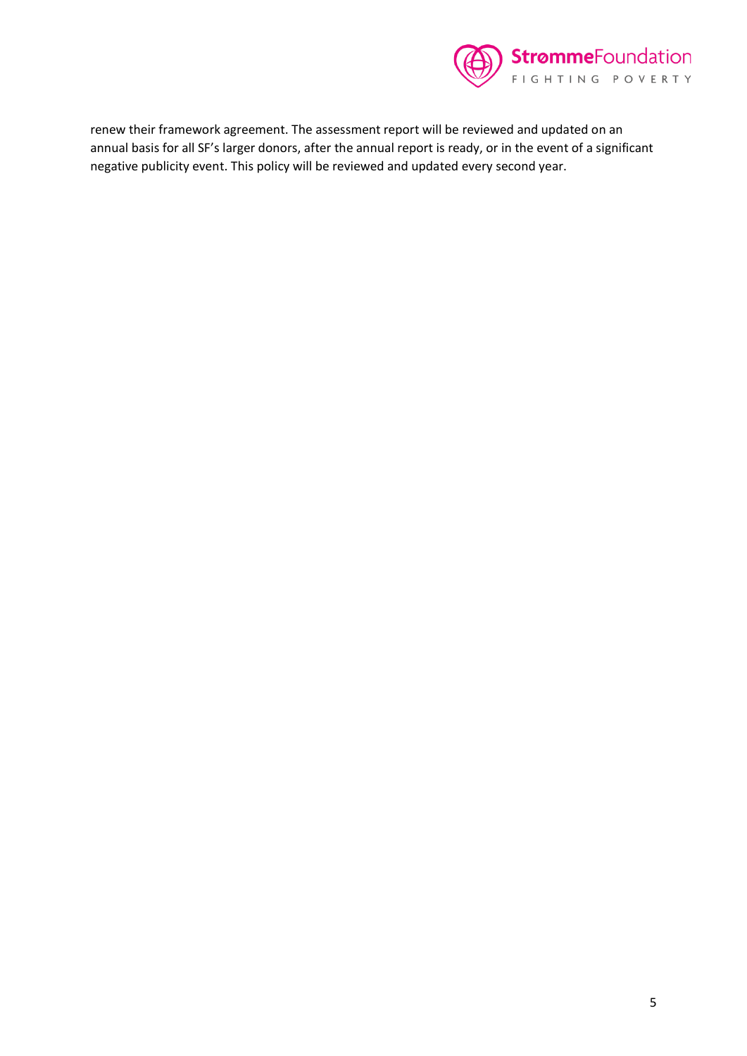renew their framework agreement. The assessment report will be reviewed and updated on an annual basis for all SF's larger donors, after the annual report is ready, or in the event of a significant negative publicity event. This policy will be reviewed and updated every second year.